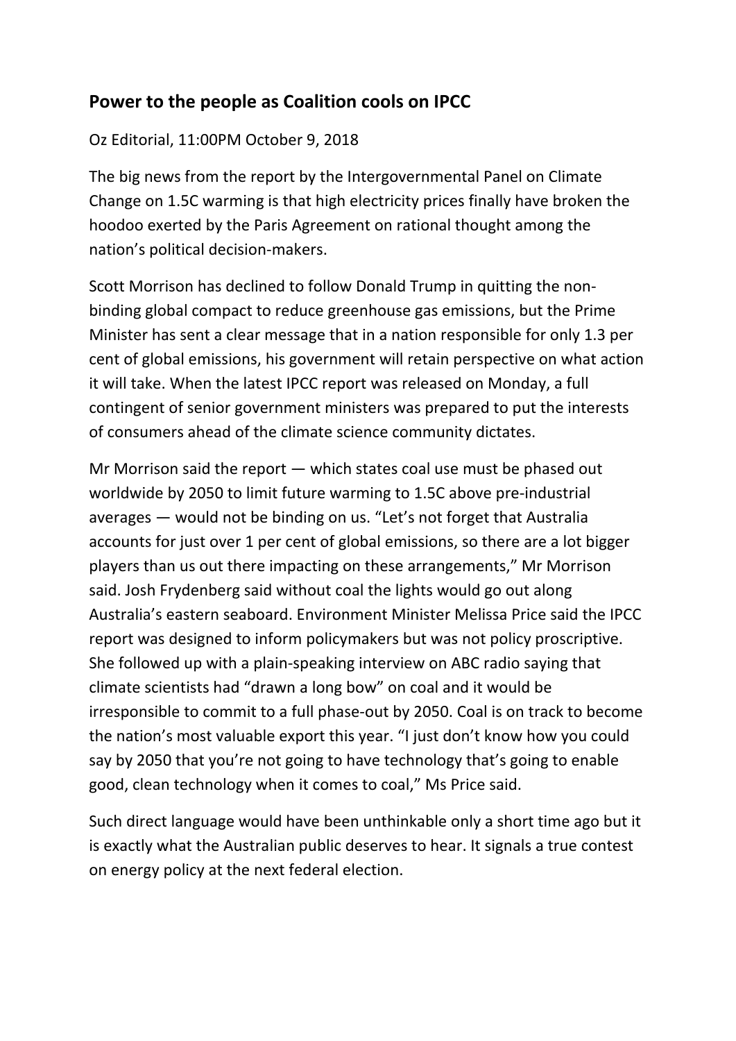## Power to the people as Coalition cools on IPCC

Oz Editorial, 11:00PM October 9, 2018

The big news from the report by the Intergovernmental Panel on Climate Change on 1.5C warming is that high electricity prices finally have broken the hoodoo exerted by the Paris Agreement on rational thought among the nation's political decision-makers.

Scott Morrison has declined to follow Donald Trump in quitting the non-binding global compact to reduce greenhouse gas emissions, but the Prime Minister has sent a clear message that in a nation responsible for only 1.3 per cent of global emissions, his government will retain perspective on what action it will take. When the latest IPCC report was released on Monday, a full contingent of senior government ministers was prepared to put the interests of consumers ahead of the climate science community dictates.

Mr Morrison said the report — which states coal use must be phased out worldwide by 2050 to limit future warming to 1.5C above pre-industrial averages — would not be binding on us. "Let's not forget that Australia accounts for just over 1 per cent of global emissions, so there are a lot bigger players than us out there impacting on these arrangements," Mr Morrison said. Josh Frydenberg said without coal the lights would go out along Australia's eastern seaboard. Environment Minister Melissa Price said the IPCC report was designed to inform policymakers but was not policy proscriptive. She followed up with a plain-speaking interview on ABC radio saying that climate scientists had "drawn a long bow" on coal and it would be irresponsible to commit to a full phase-out by 2050. Coal is on track to become the nation's most valuable export this year. "I just don't know how you could say by 2050 that you're not going to have technology that's going to enable good, clean technology when it comes to coal," Ms Price said.

Such direct language would have been unthinkable only a short time ago but it is exactly what the Australian public deserves to hear. It signals a true contest on energy policy at the next federal election.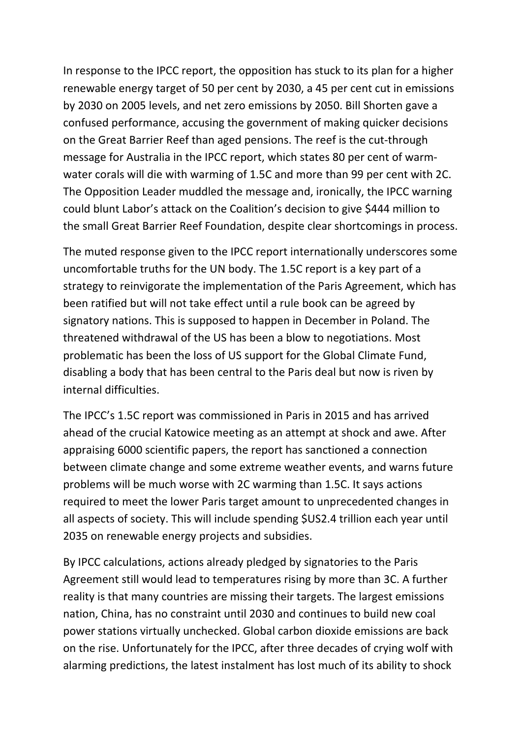In response to the IPCC report, the opposition has stuck to its plan for a higher renewable energy target of 50 per cent by 2030, a 45 per cent cut in emissions by 2030 on 2005 levels, and net zero emissions by 2050. Bill Shorten gave a confused performance, accusing the government of making quicker decisions on the Great Barrier Reef than aged pensions. The reef is the cut-through message for Australia in the IPCC report, which states 80 per cent of warm-water corals will die with warming of 1.5C and more than 99 per cent with 2C. The Opposition Leader muddled the message and, ironically, the IPCC warning could blunt Labor's attack on the Coalition's decision to give $444 million to the small Great Barrier Reef Foundation, despite clear shortcomings in process.

The muted response given to the IPCC report internationally underscores some uncomfortable truths for the UN body. The 1.5C report is a key part of a strategy to reinvigorate the implementation of the Paris Agreement, which has been ratified but will not take effect until a rule book can be agreed by signatory nations. This is supposed to happen in December in Poland. The threatened withdrawal of the US has been a blow to negotiations. Most problematic has been the loss of US support for the Global Climate Fund, disabling a body that has been central to the Paris deal but now is riven by internal difficulties.

The IPCC's 1.5C report was commissioned in Paris in 2015 and has arrived ahead of the crucial Katowice meeting as an attempt at shock and awe. After appraising 6000 scientific papers, the report has sanctioned a connection between climate change and some extreme weather events, and warns future problems will be much worse with 2C warming than 1.5C. It says actions required to meet the lower Paris target amount to unprecedented changes in all aspects of society. This will include spending $US2.4 trillion each year until 2035 on renewable energy projects and subsidies.

By IPCC calculations, actions already pledged by signatories to the Paris Agreement still would lead to temperatures rising by more than 3C. A further reality is that many countries are missing their targets. The largest emissions nation, China, has no constraint until 2030 and continues to build new coal power stations virtually unchecked. Global carbon dioxide emissions are back on the rise. Unfortunately for the IPCC, after three decades of crying wolf with alarming predictions, the latest instalment has lost much of its ability to shock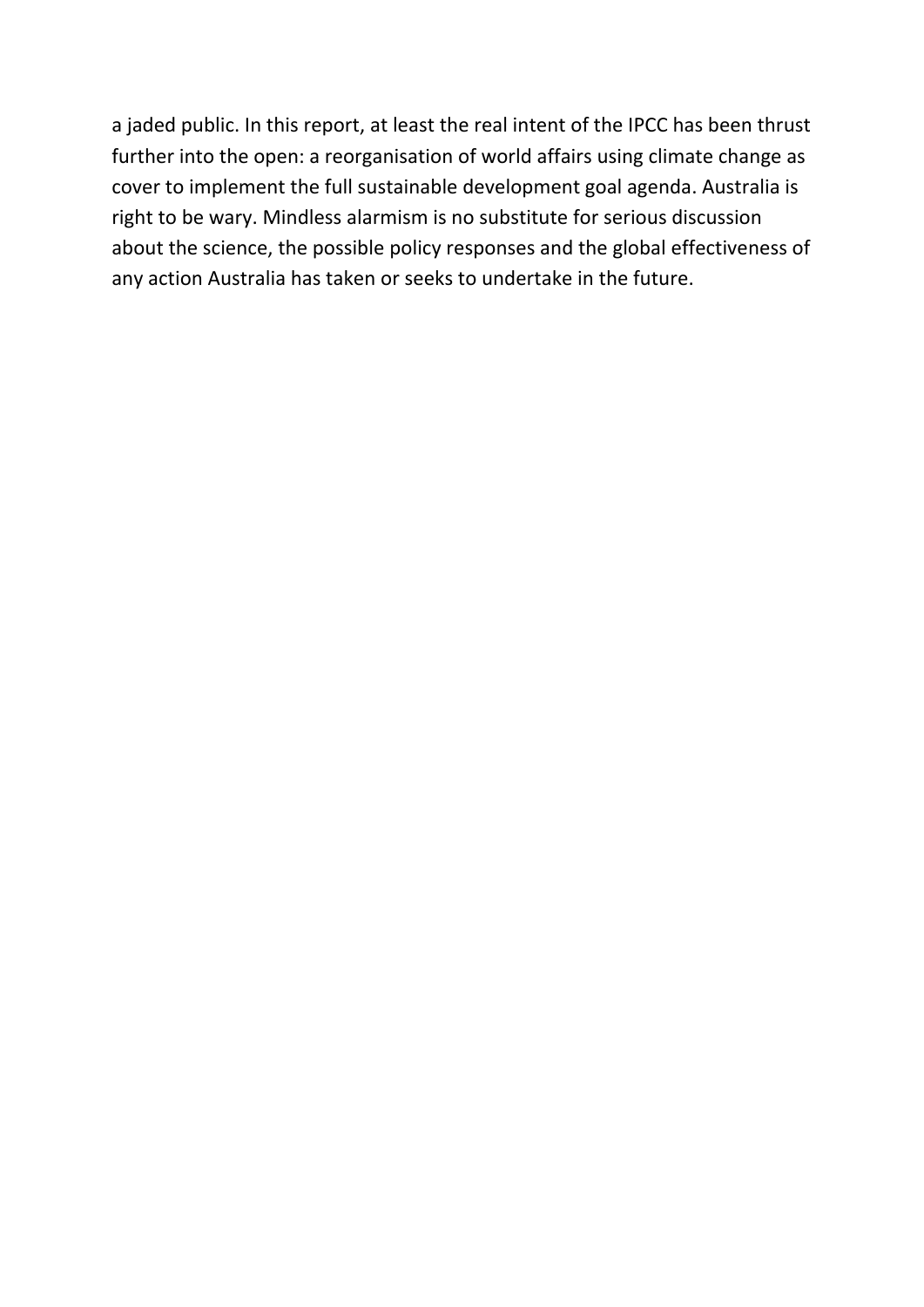a jaded public. In this report, at least the real intent of the IPCC has been thrust further into the open: a reorganisation of world affairs using climate change as cover to implement the full sustainable development goal agenda. Australia is right to be wary. Mindless alarmism is no substitute for serious discussion about the science, the possible policy responses and the global effectiveness of any action Australia has taken or seeks to undertake in the future.